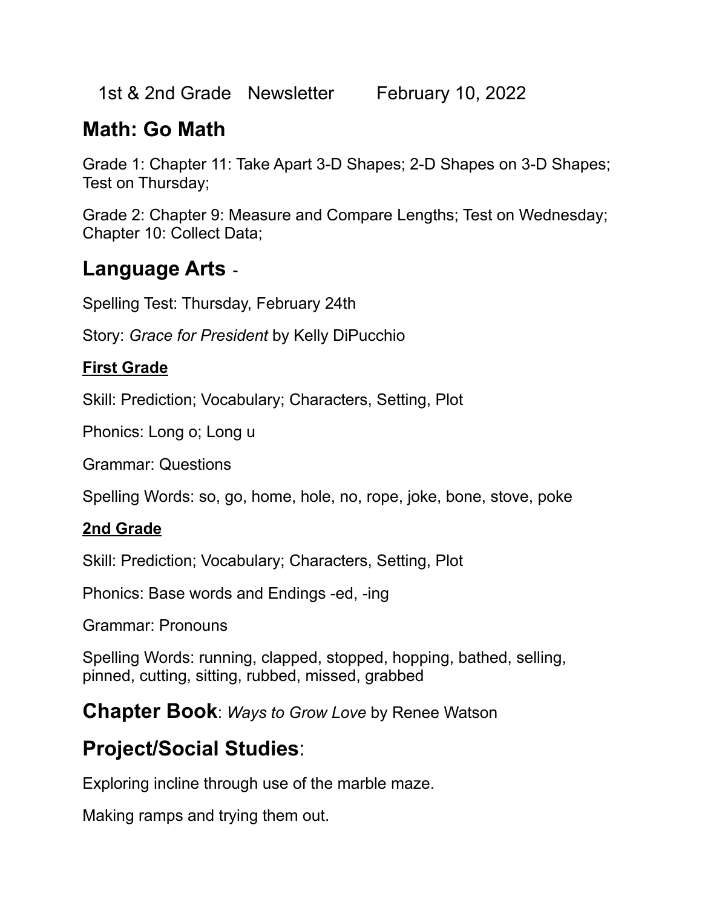1st & 2nd Grade Newsletter February 10, 2022

## Math: Go Math

Grade 1: Chapter 11: Take Apart 3-D Shapes; 2-D Shapes on 3-D Shapes; Test on Thursday;

Grade 2: Chapter 9: Measure and Compare Lengths; Test on Wednesday; Chapter 10: Collect Data;

## Language Arts -

Spelling Test: Thursday, February 24th

Story: *Grace for President* by Kelly DiPucchio

### First Grade

Skill: Prediction; Vocabulary; Characters, Setting, Plot

Phonics: Long o; Long u

Grammar: Questions

Spelling Words: so, go, home, hole, no, rope, joke, bone, stove, poke

### 2nd Grade

Skill: Prediction; Vocabulary; Characters, Setting, Plot

Phonics: Base words and Endings -ed, -ing

Grammar: Pronouns

Spelling Words: running, clapped, stopped, hopping, bathed, selling, pinned, cutting, sitting, rubbed, missed, grabbed

## Chapter Book: *Ways to Grow Love* by Renee Watson

## Project/Social Studies:

Exploring incline through use of the marble maze.

Making ramps and trying them out.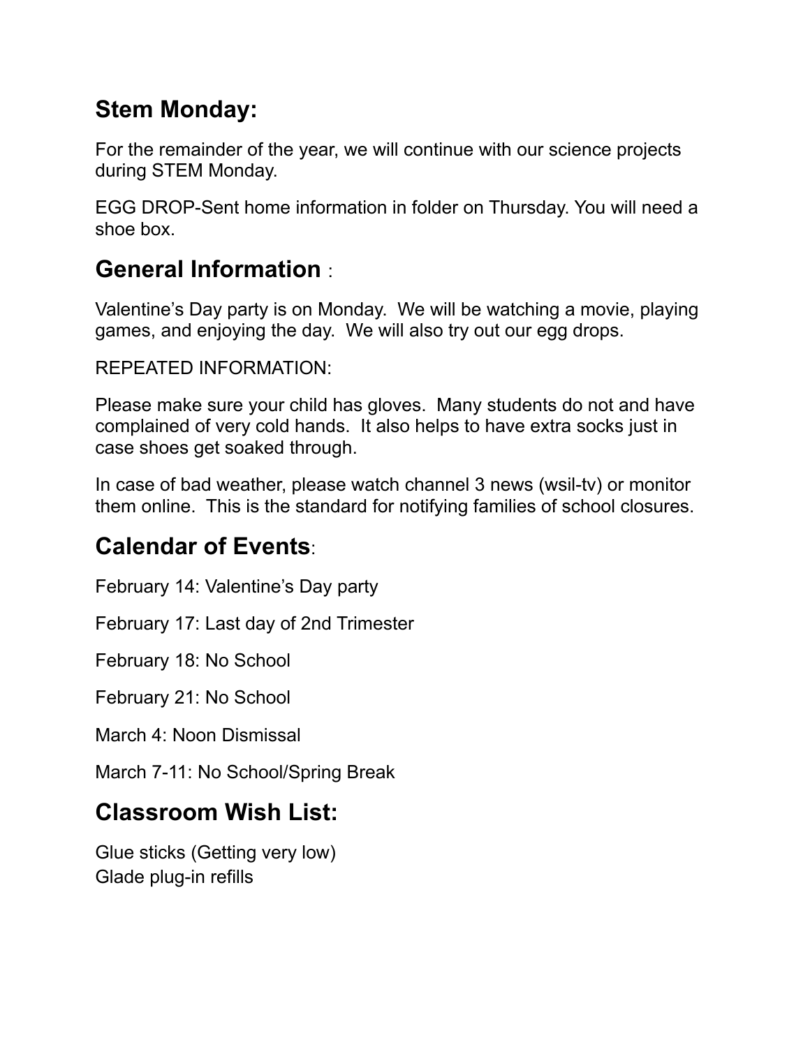## Stem Monday:

For the remainder of the year, we will continue with our science projects during STEM Monday.

EGG DROP-Sent home information in folder on Thursday. You will need a shoe box.

## General Information :

Valentine's Day party is on Monday. We will be watching a movie, playing games, and enjoying the day. We will also try out our egg drops.

REPEATED INFORMATION:

Please make sure your child has gloves. Many students do not and have complained of very cold hands. It also helps to have extra socks just in case shoes get soaked through.

In case of bad weather, please watch channel 3 news (wsil-tv) or monitor them online. This is the standard for notifying families of school closures.

## Calendar of Events:

February 14: Valentine's Day party

February 17: Last day of 2nd Trimester

February 18: No School

February 21: No School

March 4: Noon Dismissal

March 7-11: No School/Spring Break

## Classroom Wish List:

Glue sticks (Getting very low)
Glade plug-in refills